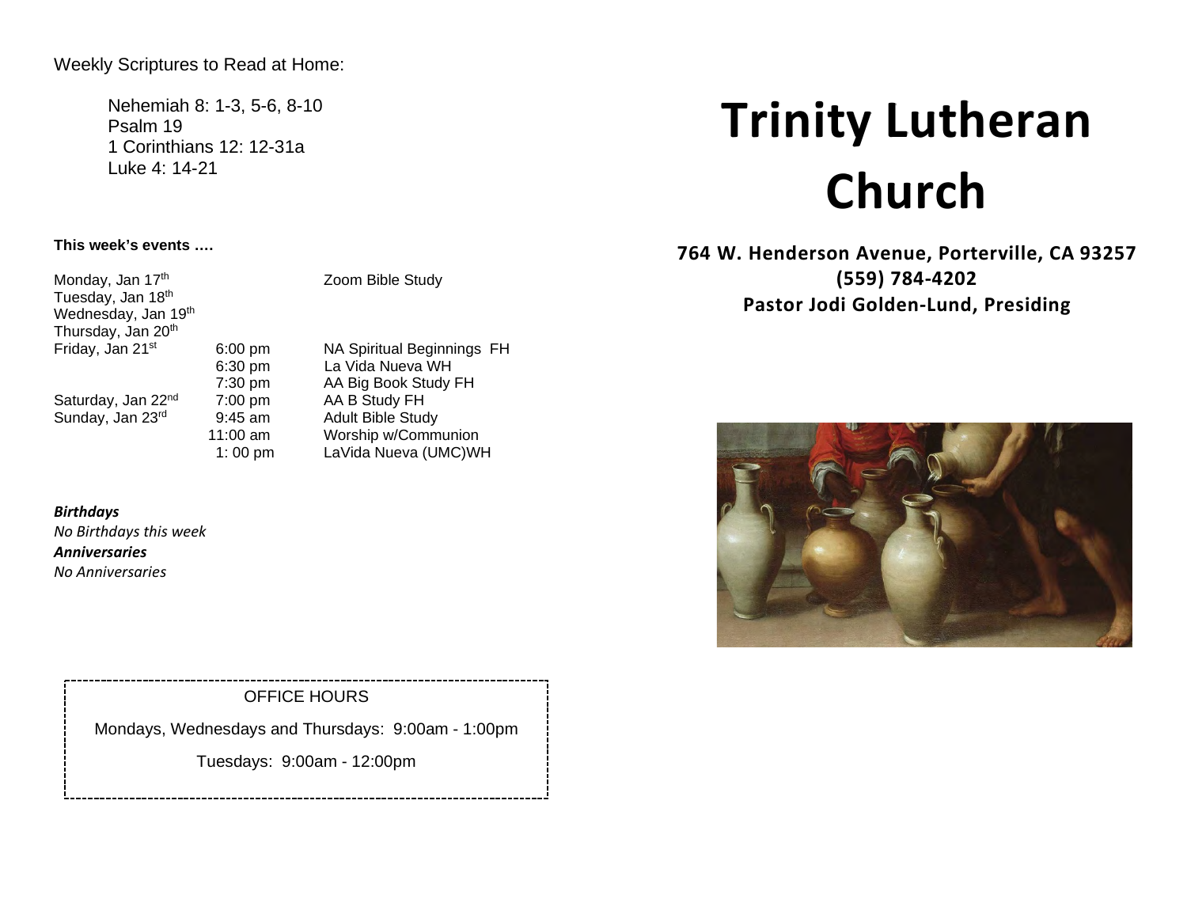Weekly Scriptures to Read at Home:

Nehemiah 8: 1-3, 5-6, 8-10
Psalm 19
1 Corinthians 12: 12-31a
Luke 4: 14-21

**This week's events ….**

| | | |
|---|---|---|
| Monday, Jan 17th | | Zoom Bible Study |
| Tuesday, Jan 18th | | |
| Wednesday, Jan 19th | | |
| Thursday, Jan 20th | | |
| Friday, Jan 21st | 6:00 pm | NA Spiritual Beginnings FH |
| | 6:30 pm | La Vida Nueva WH |
| | 7:30 pm | AA Big Book Study FH |
| Saturday, Jan 22nd | 7:00 pm | AA B Study FH |
| Sunday, Jan 23rd | 9:45 am | Adult Bible Study |
| | 11:00 am | Worship w/Communion |
| | 1: 00 pm | LaVida Nueva (UMC)WH |

***Birthdays***

*No Birthdays this week*

***Anniversaries***

*No Anniversaries*

OFFICE HOURS

Mondays, Wednesdays and Thursdays: 9:00am - 1:00pm

Tuesdays: 9:00am - 12:00pm

# Trinity Lutheran Church

**764 W. Henderson Avenue, Porterville, CA 93257**
**(559) 784-4202**
**Pastor Jodi Golden-Lund, Presiding**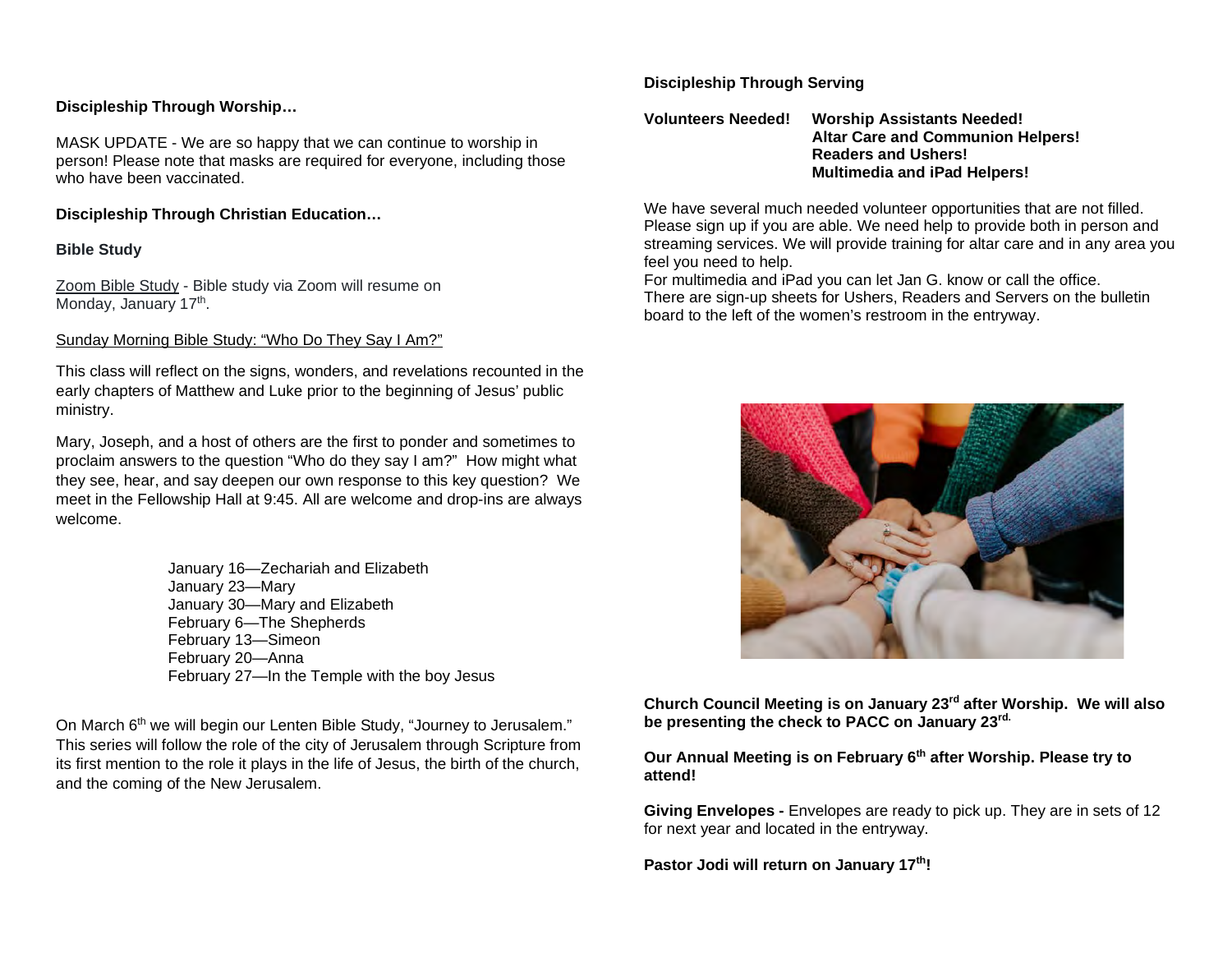**Discipleship Through Worship…**

MASK UPDATE - We are so happy that we can continue to worship in person! Please note that masks are required for everyone, including those who have been vaccinated.

**Discipleship Through Christian Education…**

**Bible Study**

Zoom Bible Study - Bible study via Zoom will resume on Monday, January 17th.

Sunday Morning Bible Study: "Who Do They Say I Am?"

This class will reflect on the signs, wonders, and revelations recounted in the early chapters of Matthew and Luke prior to the beginning of Jesus' public ministry.

Mary, Joseph, and a host of others are the first to ponder and sometimes to proclaim answers to the question "Who do they say I am?" How might what they see, hear, and say deepen our own response to this key question? We meet in the Fellowship Hall at 9:45. All are welcome and drop-ins are always welcome.

January 16—Zechariah and Elizabeth
January 23—Mary
January 30—Mary and Elizabeth
February 6—The Shepherds
February 13—Simeon
February 20—Anna
February 27—In the Temple with the boy Jesus

On March 6th we will begin our Lenten Bible Study, "Journey to Jerusalem." This series will follow the role of the city of Jerusalem through Scripture from its first mention to the role it plays in the life of Jesus, the birth of the church, and the coming of the New Jerusalem.

**Discipleship Through Serving**

**Volunteers Needed!** **Worship Assistants Needed!**
**Altar Care and Communion Helpers!**
**Readers and Ushers!**
**Multimedia and iPad Helpers!**

We have several much needed volunteer opportunities that are not filled. Please sign up if you are able. We need help to provide both in person and streaming services. We will provide training for altar care and in any area you feel you need to help.
For multimedia and iPad you can let Jan G. know or call the office.
There are sign-up sheets for Ushers, Readers and Servers on the bulletin board to the left of the women's restroom in the entryway.

**Church Council Meeting is on January 23rd after Worship. We will also be presenting the check to PACC on January 23rd.**

**Our Annual Meeting is on February 6th after Worship. Please try to attend!**

**Giving Envelopes -** Envelopes are ready to pick up. They are in sets of 12 for next year and located in the entryway.

**Pastor Jodi will return on January 17th!**